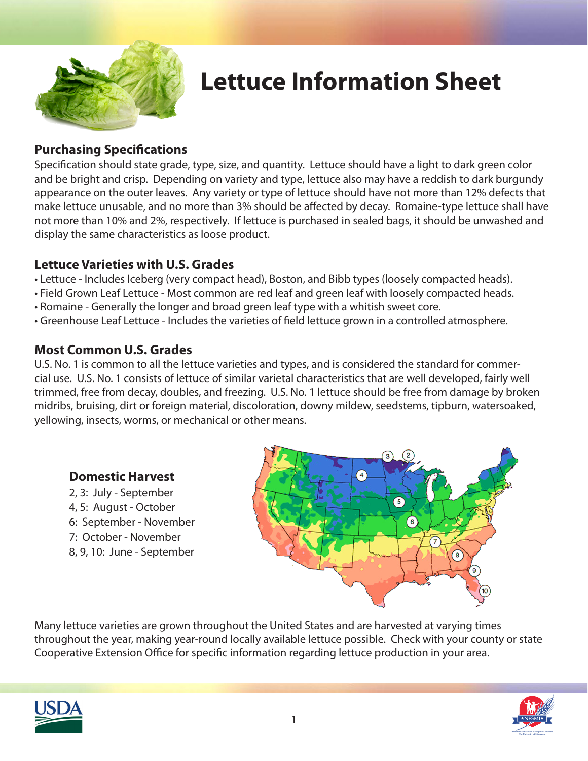# Lettuce Information Sheet

## Purchasing Specifications

Specification should state grade, type, size, and quantity. Lettuce should have a light to dark green color and be bright and crisp. Depending on variety and type, lettuce also may have a reddish to dark burgundy appearance on the outer leaves. Any variety or type of lettuce should have not more than 12% defects that make lettuce unusable, and no more than 3% should be affected by decay. Romaine-type lettuce shall have not more than 10% and 2%, respectively. If lettuce is purchased in sealed bags, it should be unwashed and display the same characteristics as loose product.

## Lettuce Varieties with U.S. Grades

- Lettuce - Includes Iceberg (very compact head), Boston, and Bibb types (loosely compacted heads).
- Field Grown Leaf Lettuce - Most common are red leaf and green leaf with loosely compacted heads.
- Romaine - Generally the longer and broad green leaf type with a whitish sweet core.
- Greenhouse Leaf Lettuce - Includes the varieties of field lettuce grown in a controlled atmosphere.

## Most Common U.S. Grades

U.S. No. 1 is common to all the lettuce varieties and types, and is considered the standard for commercial use. U.S. No. 1 consists of lettuce of similar varietal characteristics that are well developed, fairly well trimmed, free from decay, doubles, and freezing. U.S. No. 1 lettuce should be free from damage by broken midribs, bruising, dirt or foreign material, discoloration, downy mildew, seedstems, tipburn, watersoaked, yellowing, insects, worms, or mechanical or other means.

### Domestic Harvest

2, 3: July - September
4, 5: August - October
6: September - November
7: October - November
8, 9, 10: June - September

2
3
4
5
6
7
8
9
10

Many lettuce varieties are grown throughout the United States and are harvested at varying times throughout the year, making year-round locally available lettuce possible. Check with your county or state Cooperative Extension Office for specific information regarding lettuce production in your area.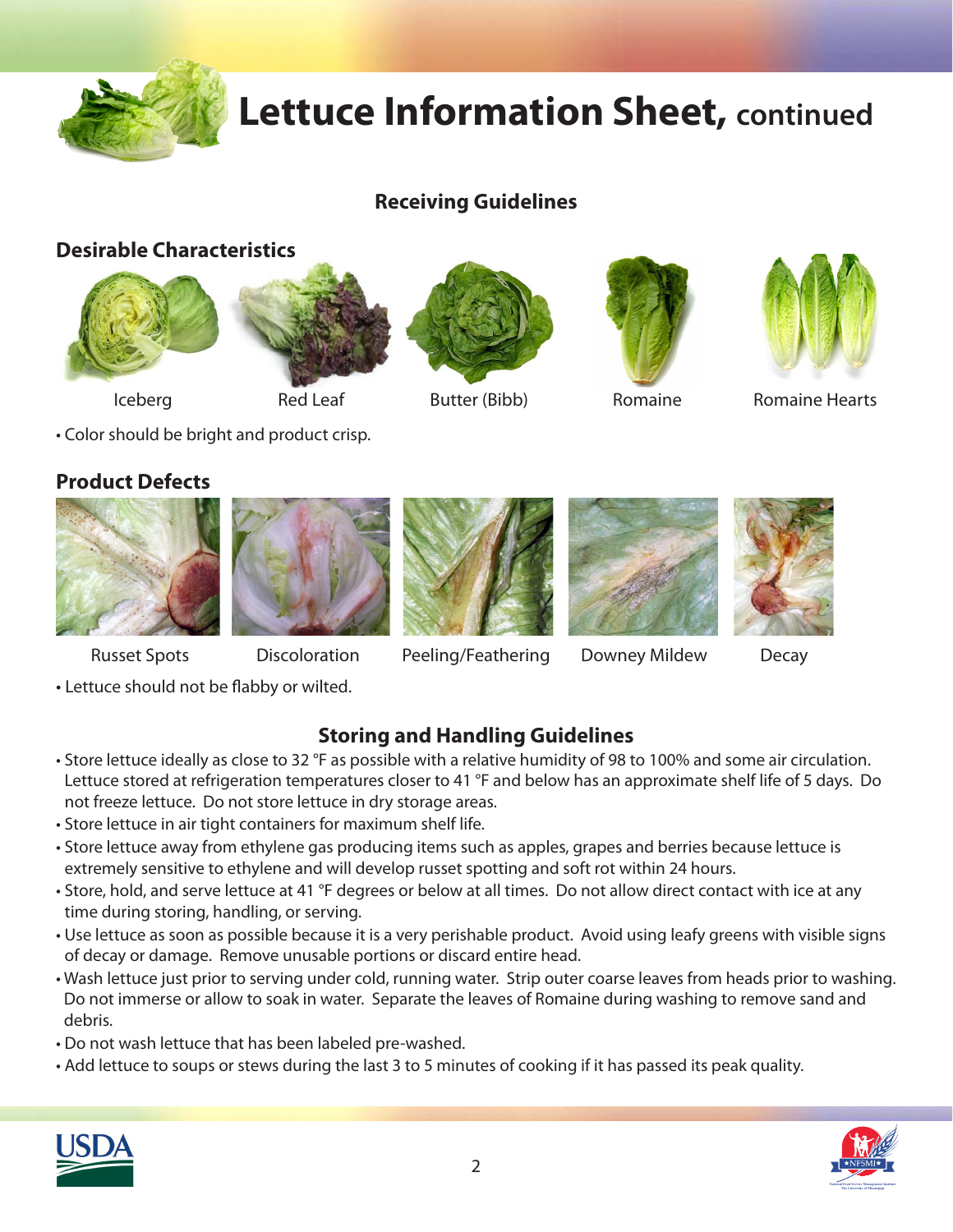# Lettuce Information Sheet, continued

## Receiving Guidelines

### Desirable Characteristics

Iceberg

Red Leaf

Butter (Bibb)

Romaine

Romaine Hearts

- Color should be bright and product crisp.

### Product Defects

Russet Spots

Discoloration

Peeling/Feathering

Downey Mildew

Decay

- Lettuce should not be flabby or wilted.

## Storing and Handling Guidelines

- Store lettuce ideally as close to 32 °F as possible with a relative humidity of 98 to 100% and some air circulation. Lettuce stored at refrigeration temperatures closer to 41 °F and below has an approximate shelf life of 5 days. Do not freeze lettuce. Do not store lettuce in dry storage areas.
- Store lettuce in air tight containers for maximum shelf life.
- Store lettuce away from ethylene gas producing items such as apples, grapes and berries because lettuce is extremely sensitive to ethylene and will develop russet spotting and soft rot within 24 hours.
- Store, hold, and serve lettuce at 41 °F degrees or below at all times. Do not allow direct contact with ice at any time during storing, handling, or serving.
- Use lettuce as soon as possible because it is a very perishable product. Avoid using leafy greens with visible signs of decay or damage. Remove unusable portions or discard entire head.
- Wash lettuce just prior to serving under cold, running water. Strip outer coarse leaves from heads prior to washing. Do not immerse or allow to soak in water. Separate the leaves of Romaine during washing to remove sand and debris.
- Do not wash lettuce that has been labeled pre-washed.
- Add lettuce to soups or stews during the last 3 to 5 minutes of cooking if it has passed its peak quality.